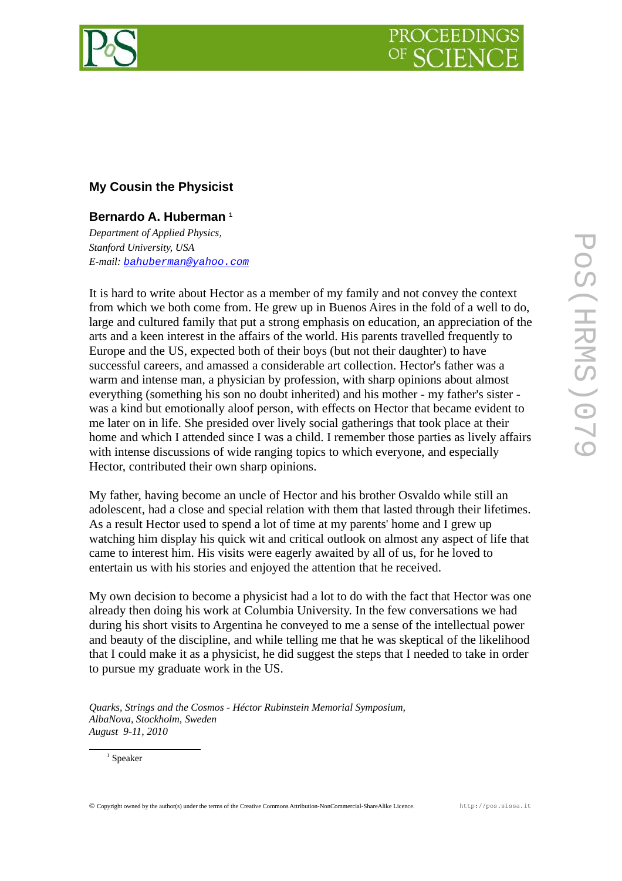# My Cousin the Physicist

## Bernardo A. Huberman [1]

*Department of Applied Physics,*
*Stanford University, USA*
*E-mail:* bahuberman@yahoo.com

It is hard to write about Hector as a member of my family and not convey the context from which we both come from. He grew up in Buenos Aires in the fold of a well to do, large and cultured family that put a strong emphasis on education, an appreciation of the arts and a keen interest in the affairs of the world. His parents travelled frequently to Europe and the US, expected both of their boys (but not their daughter) to have successful careers, and amassed a considerable art collection. Hector's father was a warm and intense man, a physician by profession, with sharp opinions about almost everything (something his son no doubt inherited) and his mother - my father's sister - was a kind but emotionally aloof person, with effects on Hector that became evident to me later on in life. She presided over lively social gatherings that took place at their home and which I attended since I was a child. I remember those parties as lively affairs with intense discussions of wide ranging topics to which everyone, and especially Hector, contributed their own sharp opinions.

My father, having become an uncle of Hector and his brother Osvaldo while still an adolescent, had a close and special relation with them that lasted through their lifetimes. As a result Hector used to spend a lot of time at my parents' home and I grew up watching him display his quick wit and critical outlook on almost any aspect of life that came to interest him. His visits were eagerly awaited by all of us, for he loved to entertain us with his stories and enjoyed the attention that he received.

My own decision to become a physicist had a lot to do with the fact that Hector was one already then doing his work at Columbia University. In the few conversations we had during his short visits to Argentina he conveyed to me a sense of the intellectual power and beauty of the discipline, and while telling me that he was skeptical of the likelihood that I could make it as a physicist, he did suggest the steps that I needed to take in order to pursue my graduate work in the US.

*Quarks, Strings and the Cosmos - Héctor Rubinstein Memorial Symposium,*
*AlbaNova, Stockholm, Sweden*
*August 9-11, 2010*

[1] Speaker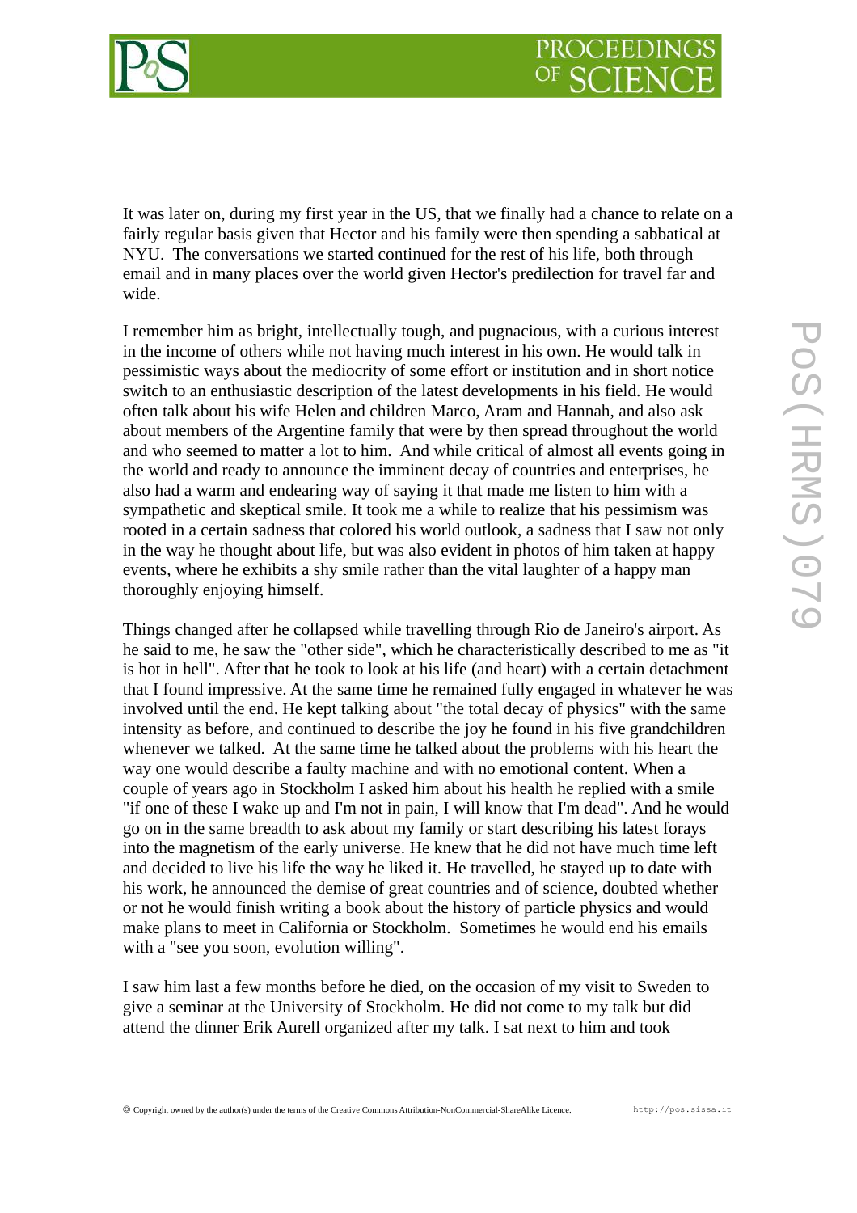It was later on, during my first year in the US, that we finally had a chance to relate on a fairly regular basis given that Hector and his family were then spending a sabbatical at NYU. The conversations we started continued for the rest of his life, both through email and in many places over the world given Hector's predilection for travel far and wide.

I remember him as bright, intellectually tough, and pugnacious, with a curious interest in the income of others while not having much interest in his own. He would talk in pessimistic ways about the mediocrity of some effort or institution and in short notice switch to an enthusiastic description of the latest developments in his field. He would often talk about his wife Helen and children Marco, Aram and Hannah, and also ask about members of the Argentine family that were by then spread throughout the world and who seemed to matter a lot to him. And while critical of almost all events going in the world and ready to announce the imminent decay of countries and enterprises, he also had a warm and endearing way of saying it that made me listen to him with a sympathetic and skeptical smile. It took me a while to realize that his pessimism was rooted in a certain sadness that colored his world outlook, a sadness that I saw not only in the way he thought about life, but was also evident in photos of him taken at happy events, where he exhibits a shy smile rather than the vital laughter of a happy man thoroughly enjoying himself.

Things changed after he collapsed while travelling through Rio de Janeiro's airport. As he said to me, he saw the "other side", which he characteristically described to me as "it is hot in hell". After that he took to look at his life (and heart) with a certain detachment that I found impressive. At the same time he remained fully engaged in whatever he was involved until the end. He kept talking about "the total decay of physics" with the same intensity as before, and continued to describe the joy he found in his five grandchildren whenever we talked. At the same time he talked about the problems with his heart the way one would describe a faulty machine and with no emotional content. When a couple of years ago in Stockholm I asked him about his health he replied with a smile "if one of these I wake up and I'm not in pain, I will know that I'm dead". And he would go on in the same breadth to ask about my family or start describing his latest forays into the magnetism of the early universe. He knew that he did not have much time left and decided to live his life the way he liked it. He travelled, he stayed up to date with his work, he announced the demise of great countries and of science, doubted whether or not he would finish writing a book about the history of particle physics and would make plans to meet in California or Stockholm. Sometimes he would end his emails with a "see you soon, evolution willing".

I saw him last a few months before he died, on the occasion of my visit to Sweden to give a seminar at the University of Stockholm. He did not come to my talk but did attend the dinner Erik Aurell organized after my talk. I sat next to him and took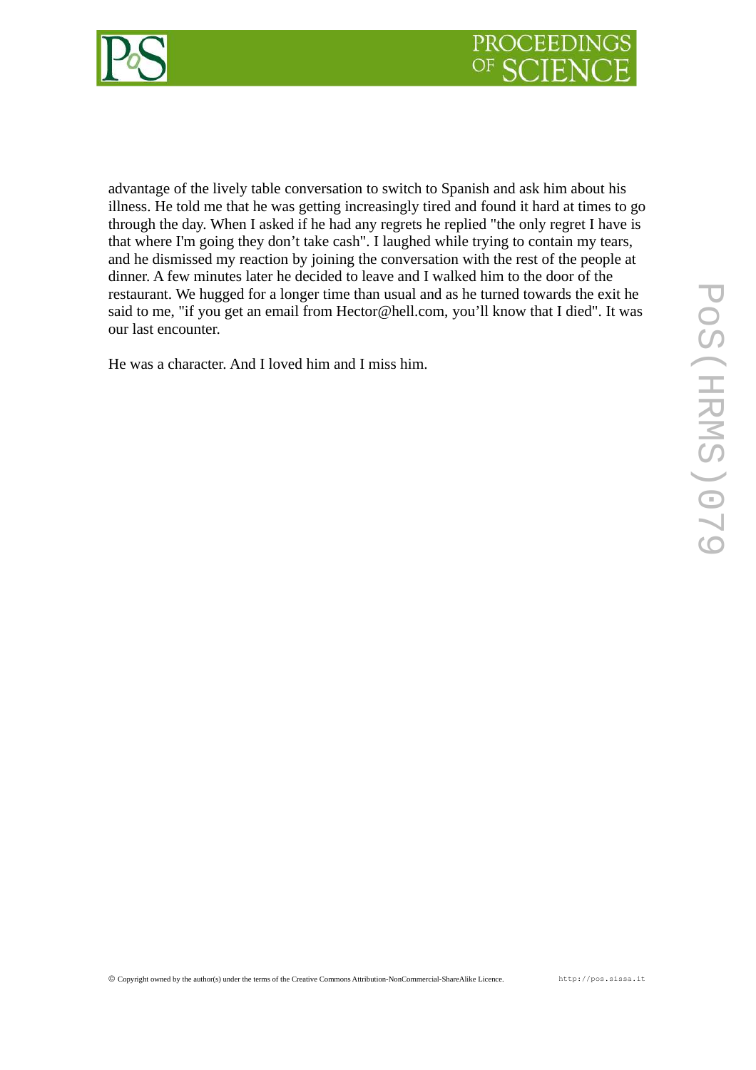advantage of the lively table conversation to switch to Spanish and ask him about his illness. He told me that he was getting increasingly tired and found it hard at times to go through the day. When I asked if he had any regrets he replied "the only regret I have is that where I'm going they don't take cash". I laughed while trying to contain my tears, and he dismissed my reaction by joining the conversation with the rest of the people at dinner. A few minutes later he decided to leave and I walked him to the door of the restaurant. We hugged for a longer time than usual and as he turned towards the exit he said to me, "if you get an email from Hector@hell.com, you'll know that I died". It was our last encounter.

He was a character. And I loved him and I miss him.